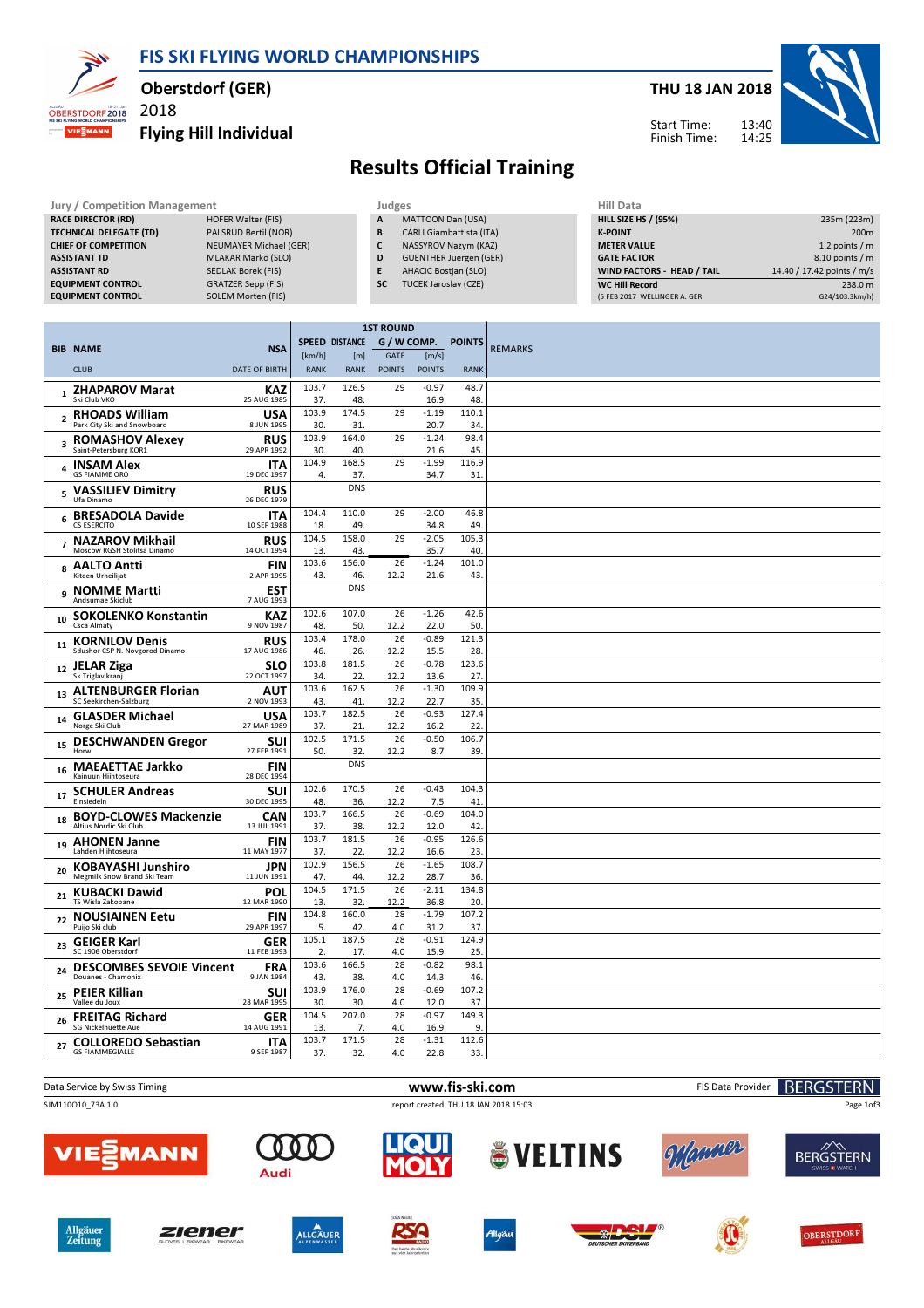# FIS SKI FLYING WORLD CHAMPIONSHIPS

**Oberstdorf (GER)**
2018
**Flying Hill Individual**

**THU 18 JAN 2018**
Start Time: 13:40
Finish Time: 14:25

## Results Official Training

| Jury / Competition Management | |
|---|---|
| RACE DIRECTOR (RD) | HOFER Walter (FIS) |
| TECHNICAL DELEGATE (TD) | PALSRUD Bertil (NOR) |
| CHIEF OF COMPETITION | NEUMAYER Michael (GER) |
| ASSISTANT TD | MLAKAR Marko (SLO) |
| ASSISTANT RD | SEDLAK Borek (FIS) |
| EQUIPMENT CONTROL | GRATZER Sepp (FIS) |
| EQUIPMENT CONTROL | SOLEM Morten (FIS) |

| Judges | |
|---|---|
| A | MATTOON Dan (USA) |
| B | CARLI Giambattista (ITA) |
| C | NASSYROV Nazym (KAZ) |
| D | GUENTHER Juergen (GER) |
| E | AHACIC Bostjan (SLO) |
| SC | TUCEK Jaroslav (CZE) |

| Hill Data | |
|---|---|
| HILL SIZE HS / (95%) | 235m (223m) |
| K-POINT | 200m |
| METER VALUE | 1.2 points / m |
| GATE FACTOR | 8.10 points / m |
| WIND FACTORS - HEAD / TAIL | 14.40 / 17.42 points / m/s |
| WC Hill Record | 238.0 m |
| (5 FEB 2017 WELLINGER A. GER | G24/103.3km/h) |

| BIB | NAME / CLUB | NSA / DATE OF BIRTH | SPEED [km/h] / RANK | DISTANCE [m] / RANK | GATE / POINTS | WIND [m/s] / POINTS | POINTS / RANK | REMARKS |
|---|---|---|---|---|---|---|---|---|
| 1 | **ZHAPAROV Marat** Ski Club VKO | KAZ 25 AUG 1985 | 103.7 / 37. | 126.5 / 48. | 29 | -0.97 / 16.9 | 48.7 / 48. | |
| 2 | **RHOADS William** Park City Ski and Snowboard | USA 8 JUN 1995 | 103.9 / 30. | 174.5 / 31. | 29 | -1.19 / 20.7 | 110.1 / 34. | |
| 3 | **ROMASHOV Alexey** Saint-Petersburg KOR1 | RUS 29 APR 1992 | 103.9 / 30. | 164.0 / 40. | 29 | -1.24 / 21.6 | 98.4 / 45. | |
| 4 | **INSAM Alex** GS FIAMME ORO | ITA 19 DEC 1997 | 104.9 / 4. | 168.5 / 37. | 29 | -1.99 / 34.7 | 116.9 / 31. | |
| 5 | **VASSILIEV Dimitry** Ufa Dinamo | RUS 26 DEC 1979 | | DNS | | | | |
| 6 | **BRESADOLA Davide** CS ESERCITO | ITA 10 SEP 1988 | 104.4 / 18. | 110.0 / 49. | 29 | -2.00 / 34.8 | 46.8 / 49. | |
| 7 | **NAZAROV Mikhail** Moscow RGSH Stolitsa Dinamo | RUS 14 OCT 1994 | 104.5 / 13. | 158.0 / 43. | 29 | -2.05 / 35.7 | 105.3 / 40. | |
| 8 | **AALTO Antti** Kiteen Urheilijat | FIN 2 APR 1995 | 103.6 / 43. | 156.0 / 46. | 26 / 12.2 | -1.24 / 21.6 | 101.0 / 43. | |
| 9 | **NOMME Martti** Andsumae Skiclub | EST 7 AUG 1993 | | DNS | | | | |
| 10 | **SOKOLENKO Konstantin** Csca Almaty | KAZ 9 NOV 1987 | 102.6 / 48. | 107.0 / 50. | 26 / 12.2 | -1.26 / 22.0 | 42.6 / 50. | |
| 11 | **KORNILOV Denis** Sdushor CSP N. Novgorod Dinamo | RUS 17 AUG 1986 | 103.4 / 46. | 178.0 / 26. | 26 / 12.2 | -0.89 / 15.5 | 121.3 / 28. | |
| 12 | **JELAR Ziga** Sk Triglav kranj | SLO 22 OCT 1997 | 103.8 / 34. | 181.5 / 22. | 26 / 12.2 | -0.78 / 13.6 | 123.6 / 27. | |
| 13 | **ALTENBURGER Florian** SC Seekirchen-Salzburg | AUT 2 NOV 1993 | 103.6 / 43. | 162.5 / 41. | 26 / 12.2 | -1.30 / 22.7 | 109.9 / 35. | |
| 14 | **GLASDER Michael** Norge Ski Club | USA 27 MAR 1989 | 103.7 / 37. | 182.5 / 21. | 26 / 12.2 | -0.93 / 16.2 | 127.4 / 22. | |
| 15 | **DESCHWANDEN Gregor** Horw | SUI 27 FEB 1991 | 102.5 / 50. | 171.5 / 32. | 26 / 12.2 | -0.50 / 8.7 | 106.7 / 39. | |
| 16 | **MAEAETTAE Jarkko** Kainuun Hiihtoseura | FIN 28 DEC 1994 | | DNS | | | | |
| 17 | **SCHULER Andreas** Einsiedeln | SUI 30 DEC 1995 | 102.6 / 48. | 170.5 / 36. | 26 / 12.2 | -0.43 / 7.5 | 104.3 / 41. | |
| 18 | **BOYD-CLOWES Mackenzie** Altius Nordic Ski Club | CAN 13 JUL 1991 | 103.7 / 37. | 166.5 / 38. | 26 / 12.2 | -0.69 / 12.0 | 104.0 / 42. | |
| 19 | **AHONEN Janne** Lahden Hiihtoseura | FIN 11 MAY 1977 | 103.7 / 37. | 181.5 / 22. | 26 / 12.2 | -0.95 / 16.6 | 126.6 / 23. | |
| 20 | **KOBAYASHI Junshiro** Megmilk Snow Brand Ski Team | JPN 11 JUN 1991 | 102.9 / 47. | 156.5 / 44. | 26 / 12.2 | -1.65 / 28.7 | 108.7 / 36. | |
| 21 | **KUBACKI Dawid** TS Wisla Zakopane | POL 12 MAR 1990 | 104.5 / 13. | 171.5 / 32. | 26 / 12.2 | -2.11 / 36.8 | 134.8 / 20. | |
| 22 | **NOUSIAINEN Eetu** Puijo Ski club | FIN 29 APR 1997 | 104.8 / 5. | 160.0 / 42. | 28 / 4.0 | -1.79 / 31.2 | 107.2 / 37. | |
| 23 | **GEIGER Karl** SC 1906 Oberstdorf | GER 11 FEB 1993 | 105.1 / 2. | 187.5 / 17. | 28 / 4.0 | -0.91 / 15.9 | 124.9 / 25. | |
| 24 | **DESCOMBES SEVOIE Vincent** Douanes - Chamonix | FRA 9 JAN 1984 | 103.6 / 43. | 166.5 / 38. | 28 / 4.0 | -0.82 / 14.3 | 98.1 / 46. | |
| 25 | **PEIER Killian** Vallee du Joux | SUI 28 MAR 1995 | 103.9 / 30. | 176.0 / 30. | 28 / 4.0 | -0.69 / 12.0 | 107.2 / 37. | |
| 26 | **FREITAG Richard** SG Nickelhuette Aue | GER 14 AUG 1991 | 104.5 / 13. | 207.0 / 7. | 28 / 4.0 | -0.97 / 16.9 | 149.3 / 9. | |
| 27 | **COLLOREDO Sebastian** GS FIAMMEGIALLE | ITA 9 SEP 1987 | 103.7 / 37. | 171.5 / 32. | 28 / 4.0 | -1.31 / 22.8 | 112.6 / 33. | |

Data Service by Swiss Timing — www.fis-ski.com — FIS Data Provider BERGSTERN

SJM110O10_73A 1.0 — report created THU 18 JAN 2018 15:03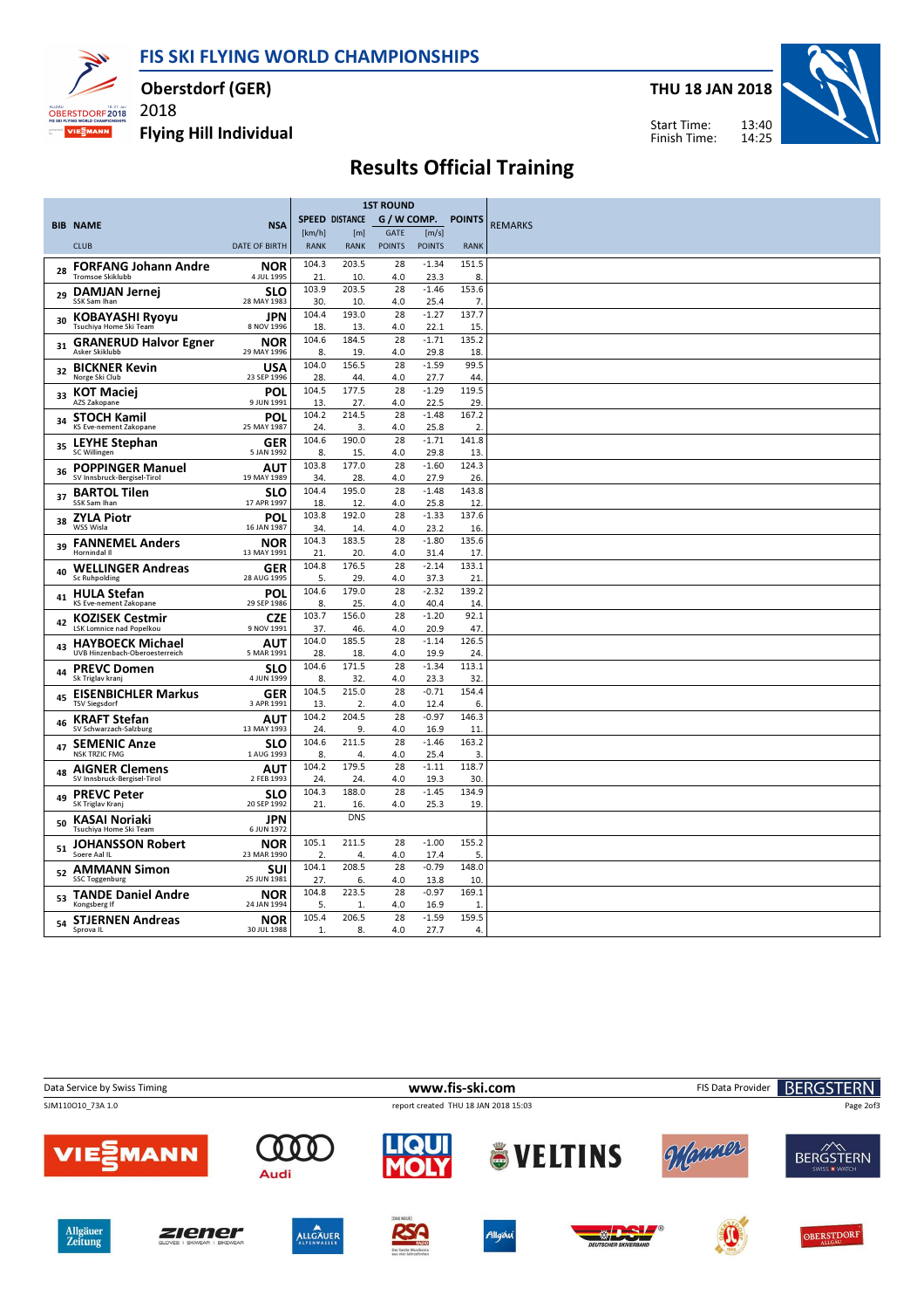# FIS SKI FLYING WORLD CHAMPIONSHIPS

**Oberstdorf (GER)**
2018
**Flying Hill Individual**

**THU 18 JAN 2018**

Start Time: 13:40
Finish Time: 14:25

## Results Official Training

| BIB | NAME | NSA | SPEED [km/h] | DISTANCE [m] | G / W COMP. GATE | [m/s] | POINTS | REMARKS |
|---|---|---|---|---|---|---|---|---|
| | CLUB | DATE OF BIRTH | RANK | RANK | POINTS | POINTS | RANK | |
| 28 | FORFANG Johann Andre<br>Tromsoe Skiklubb | NOR<br>4 JUL 1995 | 104.3<br>21. | 203.5<br>10. | 28<br>4.0 | -1.34<br>23.3 | 151.5<br>8. | |
| 29 | DAMJAN Jernej<br>SSK Sam Ihan | SLO<br>28 MAY 1983 | 103.9<br>30. | 203.5<br>10. | 28<br>4.0 | -1.46<br>25.4 | 153.6<br>7. | |
| 30 | KOBAYASHI Ryoyu<br>Tsuchiya Home Ski Team | JPN<br>8 NOV 1996 | 104.4<br>18. | 193.0<br>13. | 28<br>4.0 | -1.27<br>22.1 | 137.7<br>15. | |
| 31 | GRANERUD Halvor Egner<br>Asker Skiklubb | NOR<br>29 MAY 1996 | 104.6<br>8. | 184.5<br>19. | 28<br>4.0 | -1.71<br>29.8 | 135.2<br>18. | |
| 32 | BICKNER Kevin<br>Norge Ski Club | USA<br>23 SEP 1996 | 104.0<br>28. | 156.5<br>44. | 28<br>4.0 | -1.59<br>27.7 | 99.5<br>44. | |
| 33 | KOT Maciej<br>AZS Zakopane | POL<br>9 JUN 1991 | 104.5<br>13. | 177.5<br>27. | 28<br>4.0 | -1.29<br>22.5 | 119.5<br>29. | |
| 34 | STOCH Kamil<br>KS Eve-nement Zakopane | POL<br>25 MAY 1987 | 104.2<br>24. | 214.5<br>3. | 28<br>4.0 | -1.48<br>25.8 | 167.2<br>2. | |
| 35 | LEYHE Stephan<br>SC Willingen | GER<br>5 JAN 1992 | 104.6<br>8. | 190.0<br>15. | 28<br>4.0 | -1.71<br>29.8 | 141.8<br>13. | |
| 36 | POPPINGER Manuel<br>SV Innsbruck-Bergisel-Tirol | AUT<br>19 MAY 1989 | 103.8<br>34. | 177.0<br>28. | 28<br>4.0 | -1.60<br>27.9 | 124.3<br>26. | |
| 37 | BARTOL Tilen<br>SSK Sam Ihan | SLO<br>17 APR 1997 | 104.4<br>18. | 195.0<br>12. | 28<br>4.0 | -1.48<br>25.8 | 143.8<br>12. | |
| 38 | ZYLA Piotr<br>WSS Wisla | POL<br>16 JAN 1987 | 103.8<br>34. | 192.0<br>14. | 28<br>4.0 | -1.33<br>23.2 | 137.6<br>16. | |
| 39 | FANNEMEL Anders<br>Hornindal Il | NOR<br>13 MAY 1991 | 104.3<br>21. | 183.5<br>20. | 28<br>4.0 | -1.80<br>31.4 | 135.6<br>17. | |
| 40 | WELLINGER Andreas<br>Sc Ruhpolding | GER<br>28 AUG 1995 | 104.8<br>5. | 176.5<br>29. | 28<br>4.0 | -2.14<br>37.3 | 133.1<br>21. | |
| 41 | HULA Stefan<br>KS Eve-nement Zakopane | POL<br>29 SEP 1986 | 104.6<br>8. | 179.0<br>25. | 28<br>4.0 | -2.32<br>40.4 | 139.2<br>14. | |
| 42 | KOZISEK Cestmir<br>LSK Lomnice nad Popelkou | CZE<br>9 NOV 1991 | 103.7<br>37. | 156.0<br>46. | 28<br>4.0 | -1.20<br>20.9 | 92.1<br>47. | |
| 43 | HAYBOECK Michael<br>UVB Hinzenbach-Oberoesterreich | AUT<br>5 MAR 1991 | 104.0<br>28. | 185.5<br>18. | 28<br>4.0 | -1.14<br>19.9 | 126.5<br>24. | |
| 44 | PREVC Domen<br>Sk Triglav kranj | SLO<br>4 JUN 1999 | 104.6<br>8. | 171.5<br>32. | 28<br>4.0 | -1.34<br>23.3 | 113.1<br>32. | |
| 45 | EISENBICHLER Markus<br>TSV Siegsdorf | GER<br>3 APR 1991 | 104.5<br>13. | 215.0<br>2. | 28<br>4.0 | -0.71<br>12.4 | 154.4<br>6. | |
| 46 | KRAFT Stefan<br>SV Schwarzach-Salzburg | AUT<br>13 MAY 1993 | 104.2<br>24. | 204.5<br>9. | 28<br>4.0 | -0.97<br>16.9 | 146.3<br>11. | |
| 47 | SEMENIC Anze<br>NSK TRZIC FMG | SLO<br>1 AUG 1993 | 104.6<br>8. | 211.5<br>4. | 28<br>4.0 | -1.46<br>25.4 | 163.2<br>3. | |
| 48 | AIGNER Clemens<br>SV Innsbruck-Bergisel-Tirol | AUT<br>2 FEB 1993 | 104.2<br>24. | 179.5<br>24. | 28<br>4.0 | -1.11<br>19.3 | 118.7<br>30. | |
| 49 | PREVC Peter<br>SK Triglav Kranj | SLO<br>20 SEP 1992 | 104.3<br>21. | 188.0<br>16. | 28<br>4.0 | -1.45<br>25.3 | 134.9<br>19. | |
| 50 | KASAI Noriaki<br>Tsuchiya Home Ski Team | JPN<br>6 JUN 1972 | | DNS | | | | |
| 51 | JOHANSSON Robert<br>Soere Aal IL | NOR<br>23 MAR 1990 | 105.1<br>2. | 211.5<br>4. | 28<br>4.0 | -1.00<br>17.4 | 155.2<br>5. | |
| 52 | AMMANN Simon<br>SSC Toggenburg | SUI<br>25 JUN 1981 | 104.1<br>27. | 208.5<br>6. | 28<br>4.0 | -0.79<br>13.8 | 148.0<br>10. | |
| 53 | TANDE Daniel Andre<br>Kongsberg If | NOR<br>24 JAN 1994 | 104.8<br>5. | 223.5<br>1. | 28<br>4.0 | -0.97<br>16.9 | 169.1<br>1. | |
| 54 | STJERNEN Andreas<br>Sprova IL | NOR<br>30 JUL 1988 | 105.4<br>1. | 206.5<br>8. | 28<br>4.0 | -1.59<br>27.7 | 159.5<br>4. | |

Data Service by Swiss Timing — www.fis-ski.com — FIS Data Provider BERGSTERN

SJM110O10_73A 1.0 — report created THU 18 JAN 2018 15:03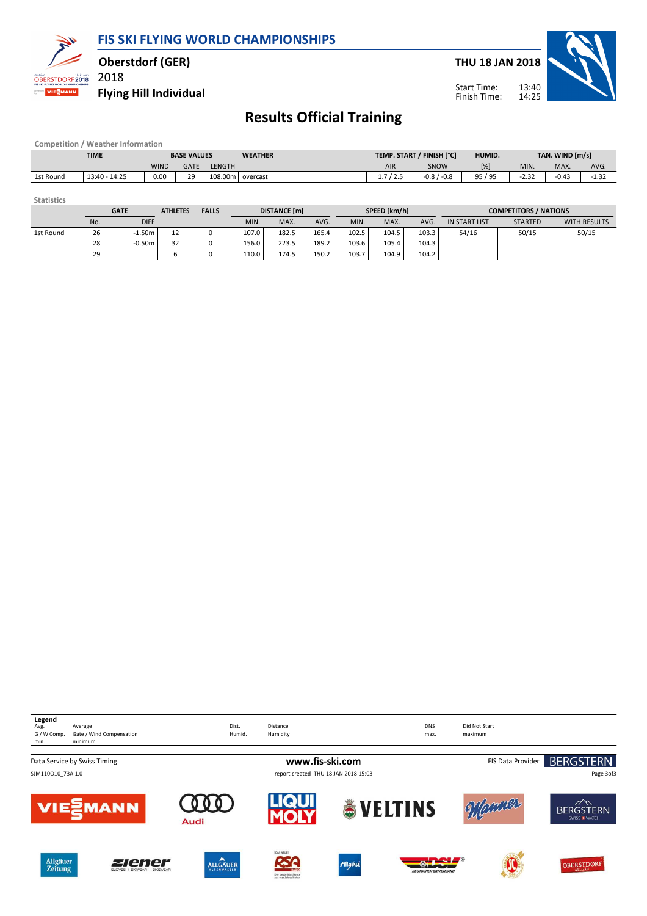# FIS SKI FLYING WORLD CHAMPIONSHIPS

**Oberstdorf (GER)**
2018
**Flying Hill Individual**

**THU 18 JAN 2018**

Start Time: 13:40
Finish Time: 14:25

## Results Official Training

**Competition / Weather Information**

| | TIME | BASE VALUES | | | WEATHER | TEMP. START / FINISH [°C] | | HUMID. | TAN. WIND [m/s] | | |
|---|---|---|---|---|---|---|---|---|---|---|---|
| | | WIND | GATE | LENGTH | | AIR | SNOW | [%] | MIN. | MAX. | AVG. |
| 1st Round | 13:40 - 14:25 | 0.00 | 29 | 108.00m | overcast | 1.7 / 2.5 | -0.8 / -0.8 | 95 / 95 | -2.32 | -0.43 | -1.32 |

**Statistics**

| | GATE | | ATHLETES | FALLS | DISTANCE [m] | | | SPEED [km/h] | | | COMPETITORS / NATIONS | | |
|---|---|---|---|---|---|---|---|---|---|---|---|---|---|
| | No. | DIFF | | | MIN. | MAX. | AVG. | MIN. | MAX. | AVG. | IN START LIST | STARTED | WITH RESULTS |
| 1st Round | 26 | -1.50m | 12 | 0 | 107.0 | 182.5 | 165.4 | 102.5 | 104.5 | 103.3 | 54/16 | 50/15 | 50/15 |
| | 28 | -0.50m | 32 | 0 | 156.0 | 223.5 | 189.2 | 103.6 | 105.4 | 104.3 | | | |
| | 29 | | 6 | 0 | 110.0 | 174.5 | 150.2 | 103.7 | 104.9 | 104.2 | | | |

**Legend**

| | | | | | |
|---|---|---|---|---|---|
| Avg. | Average | Dist. | Distance | DNS | Did Not Start |
| G / W Comp. | Gate / Wind Compensation | Humid. | Humidity | max. | maximum |
| min. | minimum | | | | |

Data Service by Swiss Timing — www.fis-ski.com — FIS Data Provider BERGSTERN

SJM110O10_73A 1.0 — report created THU 18 JAN 2018 15:03